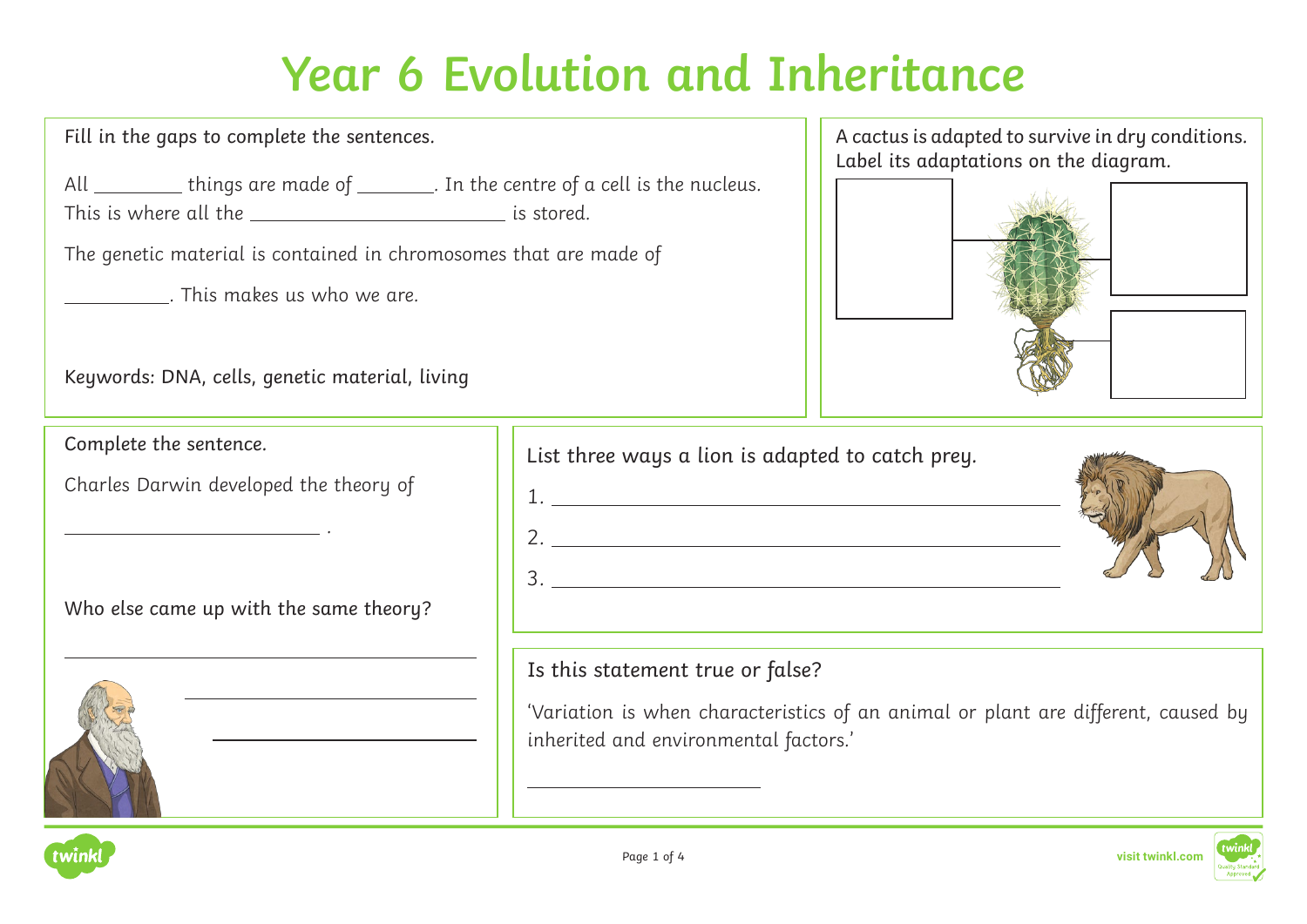# Year 6 Evolution and Inheritance

Fill in the gaps to complete the sentences.

All ________ things are made of _______. In the centre of a cell is the nucleus. This is where all the ________________________ is stored.

The genetic material is contained in chromosomes that are made of

__________. This makes us who we are.

Keywords: DNA, cells, genetic material, living

A cactus is adapted to survive in dry conditions. Label its adaptations on the diagram.

Complete the sentence.

Charles Darwin developed the theory of

__________________________ .

Who else came up with the same theory?

______________________________

List three ways a lion is adapted to catch prey.

1. ______________________________
2. ______________________________
3. ______________________________

Is this statement true or false?

'Variation is when characteristics of an animal or plant are different, caused by inherited and environmental factors.'

______________________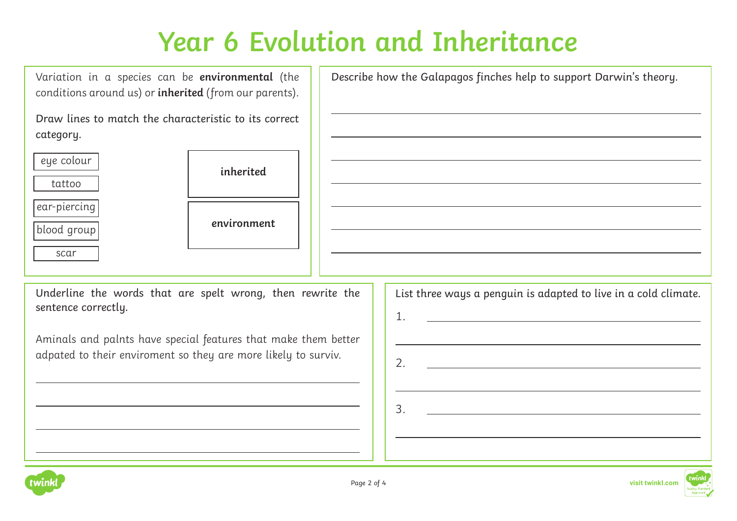# Year 6 Evolution and Inheritance

Variation in a species can be **environmental** (the conditions around us) or **inherited** (from our parents).

Draw lines to match the characteristic to its correct category.

| Characteristic | | Category |
|---|---|---|
| eye colour | | **inherited** |
| tattoo | | |
| ear-piercing | | **environment** |
| blood group | | |
| scar | | |

Describe how the Galapagos finches help to support Darwin's theory.

_______________________________________________

_______________________________________________

_______________________________________________

_______________________________________________

_______________________________________________

_______________________________________________

_______________________________________________

Underline the words that are spelt wrong, then rewrite the sentence correctly.

Aminals and palnts have special features that make them better adpated to their enviroment so they are more likely to surviv.

_______________________________________________

_______________________________________________

_______________________________________________

_______________________________________________

List three ways a penguin is adapted to live in a cold climate.

1. _______________________________________________

_______________________________________________

2. _______________________________________________

_______________________________________________

3. _______________________________________________

_______________________________________________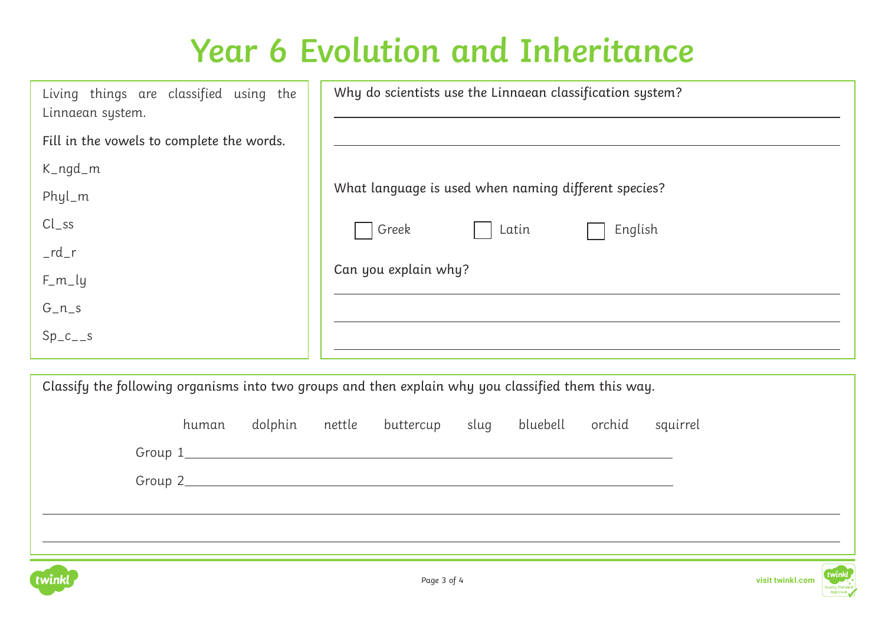# Year 6 Evolution and Inheritance

Living things are classified using the Linnaean system.

Fill in the vowels to complete the words.

K_ngd_m

Phyl_m

Cl_ss

_rd_r

F_m_ly

G_n_s

Sp_c__s

Why do scientists use the Linnaean classification system?

______________________________________________

______________________________________________

What language is used when naming different species?

☐ Greek ☐ Latin ☐ English

Can you explain why?

______________________________________________

______________________________________________

______________________________________________

Classify the following organisms into two groups and then explain why you classified them this way.

human dolphin nettle buttercup slug bluebell orchid squirrel

Group 1______________________________________________

Group 2______________________________________________

______________________________________________

______________________________________________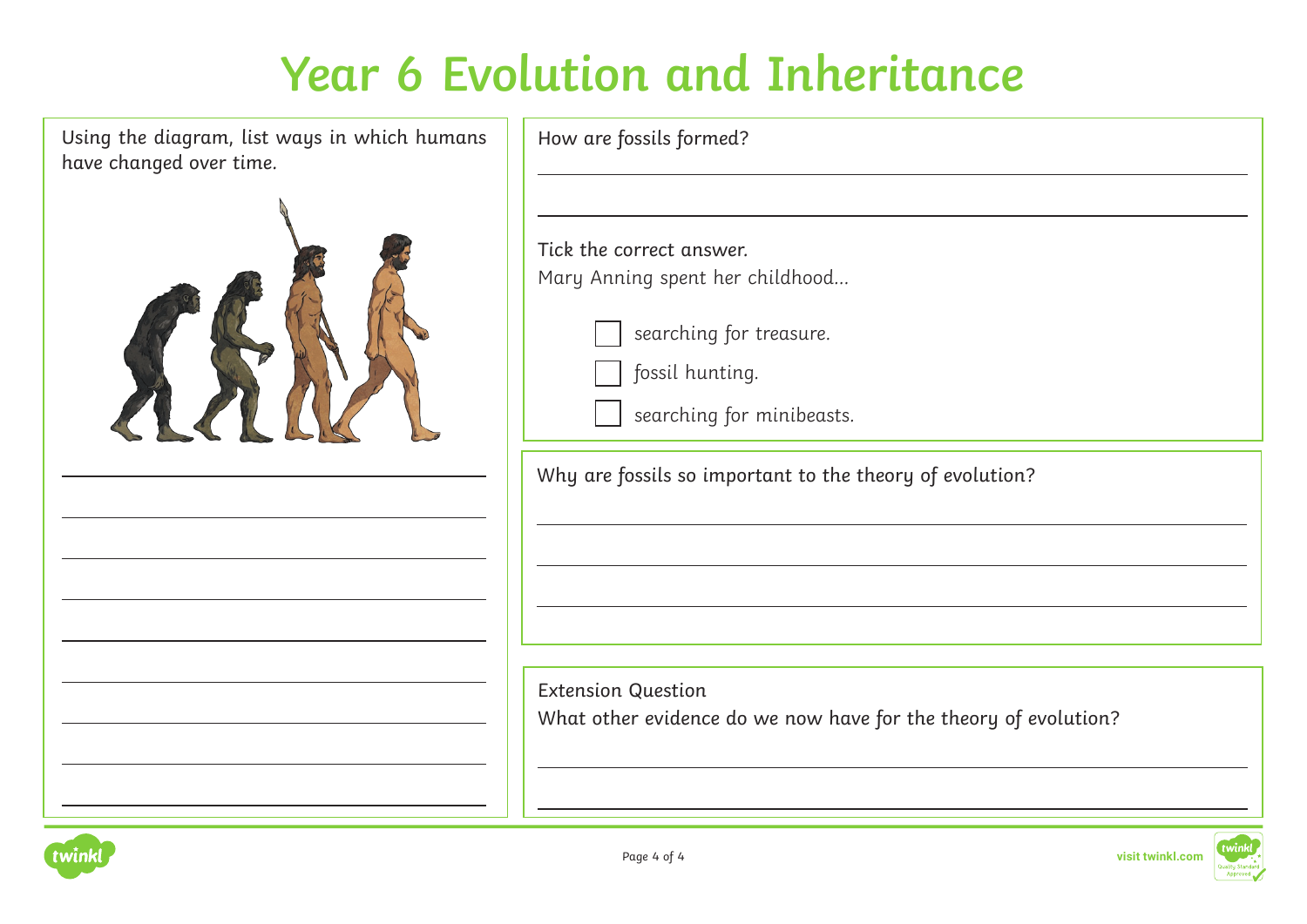# Year 6 Evolution and Inheritance

Using the diagram, list ways in which humans have changed over time.

How are fossils formed?

Tick the correct answer.

Mary Anning spent her childhood...

- [ ] searching for treasure.
- [ ] fossil hunting.
- [ ] searching for minibeasts.

Why are fossils so important to the theory of evolution?

Extension Question

What other evidence do we now have for the theory of evolution?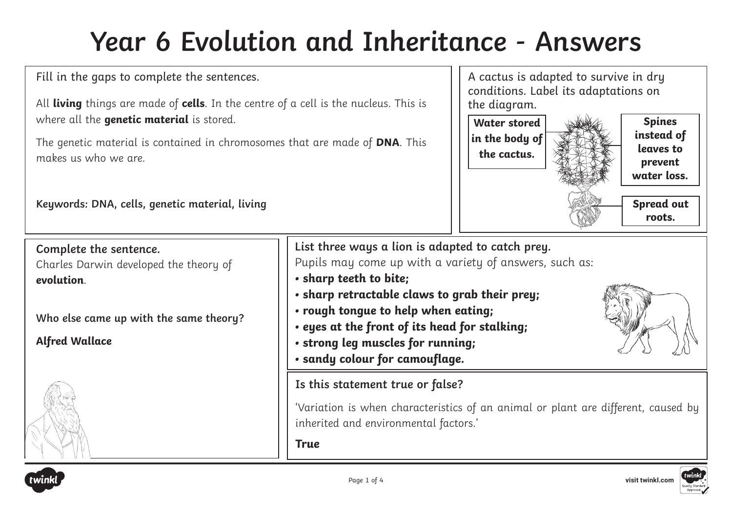# Year 6 Evolution and Inheritance - Answers

Fill in the gaps to complete the sentences.

All **living** things are made of **cells**. In the centre of a cell is the nucleus. This is where all the **genetic material** is stored.

The genetic material is contained in chromosomes that are made of **DNA**. This makes us who we are.

**Keywords: DNA, cells, genetic material, living**

A cactus is adapted to survive in dry conditions. Label its adaptations on the diagram.

- **Water stored in the body of the cactus.**
- **Spines instead of leaves to prevent water loss.**
- **Spread out roots.**

**Complete the sentence.**

Charles Darwin developed the theory of **evolution**.

**Who else came up with the same theory?**

**Alfred Wallace**

**List three ways a lion is adapted to catch prey.**

Pupils may come up with a variety of answers, such as:

- ***sharp teeth to bite;***
- ***sharp retractable claws to grab their prey;***
- ***rough tongue to help when eating;***
- ***eyes at the front of its head for stalking;***
- ***strong leg muscles for running;***
- ***sandy colour for camouflage.***

**Is this statement true or false?**

'Variation is when characteristics of an animal or plant are different, caused by inherited and environmental factors.'

**True**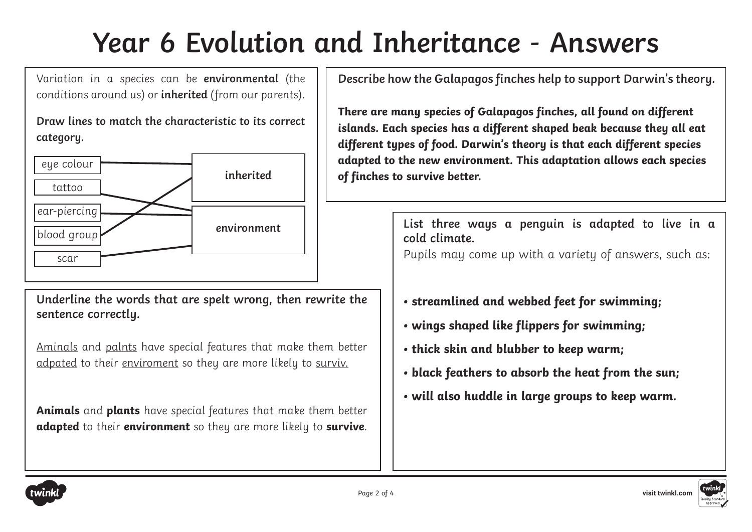# Year 6 Evolution and Inheritance - Answers

Variation in a species can be **environmental** (the conditions around us) or **inherited** (from our parents).

**Draw lines to match the characteristic to its correct category.**

| Characteristic | Category |
| --- | --- |
| eye colour | inherited |
| tattoo | environment |
| ear-piercing | environment |
| blood group | inherited |
| scar | environment |

**Describe how the Galapagos finches help to support Darwin's theory.**

***There are many species of Galapagos finches, all found on different islands. Each species has a different shaped beak because they all eat different types of food. Darwin's theory is that each different species adapted to the new environment. This adaptation allows each species of finches to survive better.***

**Underline the words that are spelt wrong, then rewrite the sentence correctly.**

<u>Aminals</u> and <u>palnts</u> have special features that make them better <u>adpated</u> to their <u>enviroment</u> so they are more likely to <u>surviv.</u>

**Animals** and **plants** have special features that make them better **adapted** to their **environment** so they are more likely to **survive**.

**List three ways a penguin is adapted to live in a cold climate.**

Pupils may come up with a variety of answers, such as:

- ***streamlined and webbed feet for swimming;***
- ***wings shaped like flippers for swimming;***
- ***thick skin and blubber to keep warm;***
- ***black feathers to absorb the heat from the sun;***
- ***will also huddle in large groups to keep warm.***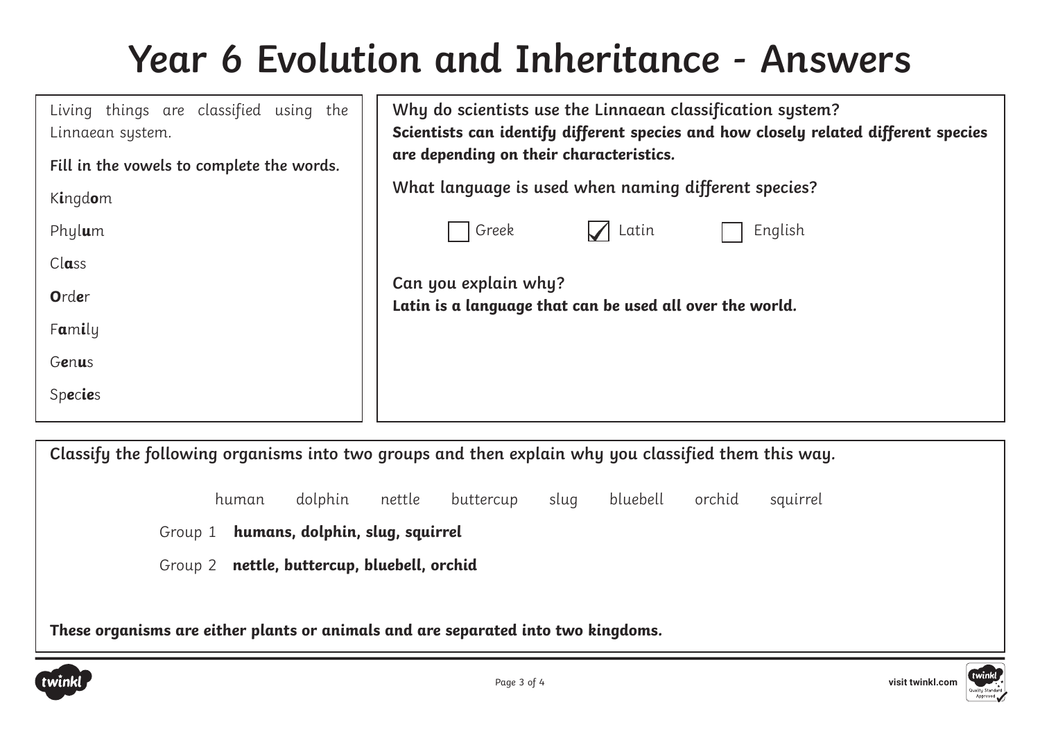# Year 6 Evolution and Inheritance - Answers

Living things are classified using the Linnaean system.

**Fill in the vowels to complete the words.**

K**i**ngd**o**m

Phyl**u**m

Cl**a**ss

**O**rd**e**r

F**a**m**i**ly

G**e**n**u**s

Sp**e**c**ie**s

**Why do scientists use the Linnaean classification system?**

***Scientists can identify different species and how closely related different species are depending on their characteristics.***

**What language is used when naming different species?**

☐ Greek ☑ Latin ☐ English

**Can you explain why?**

***Latin is a language that can be used all over the world.***

***Classify the following organisms into two groups and then explain why you classified them this way.***

human dolphin nettle buttercup slug bluebell orchid squirrel

Group 1 **humans, dolphin, slug, squirrel**

Group 2 **nettle, buttercup, bluebell, orchid**

***These organisms are either plants or animals and are separated into two kingdoms.***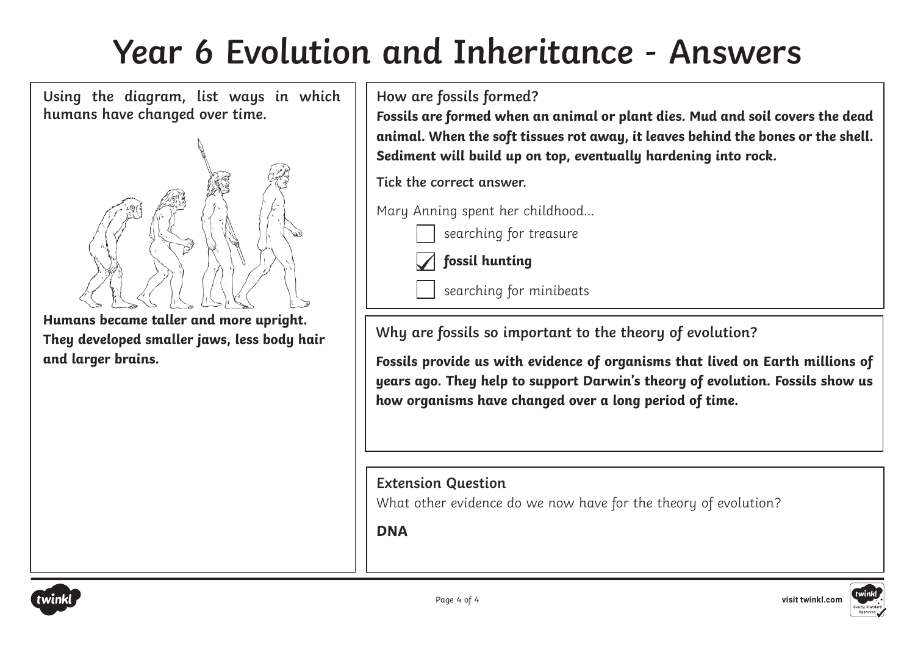# Year 6 Evolution and Inheritance - Answers

Using the diagram, list ways in which humans have changed over time.

**Humans became taller and more upright. They developed smaller jaws, less body hair and larger brains.**

How are fossils formed?

**Fossils are formed when an animal or plant dies. Mud and soil covers the dead animal. When the soft tissues rot away, it leaves behind the bones or the shell. Sediment will build up on top, eventually hardening into rock.**

Tick the correct answer.

Mary Anning spent her childhood...

- [ ] searching for treasure
- [x] **fossil hunting**
- [ ] searching for minibeats

Why are fossils so important to the theory of evolution?

**Fossils provide us with evidence of organisms that lived on Earth millions of years ago. They help to support Darwin's theory of evolution. Fossils show us how organisms have changed over a long period of time.**

Extension Question

What other evidence do we now have for the theory of evolution?

**DNA**